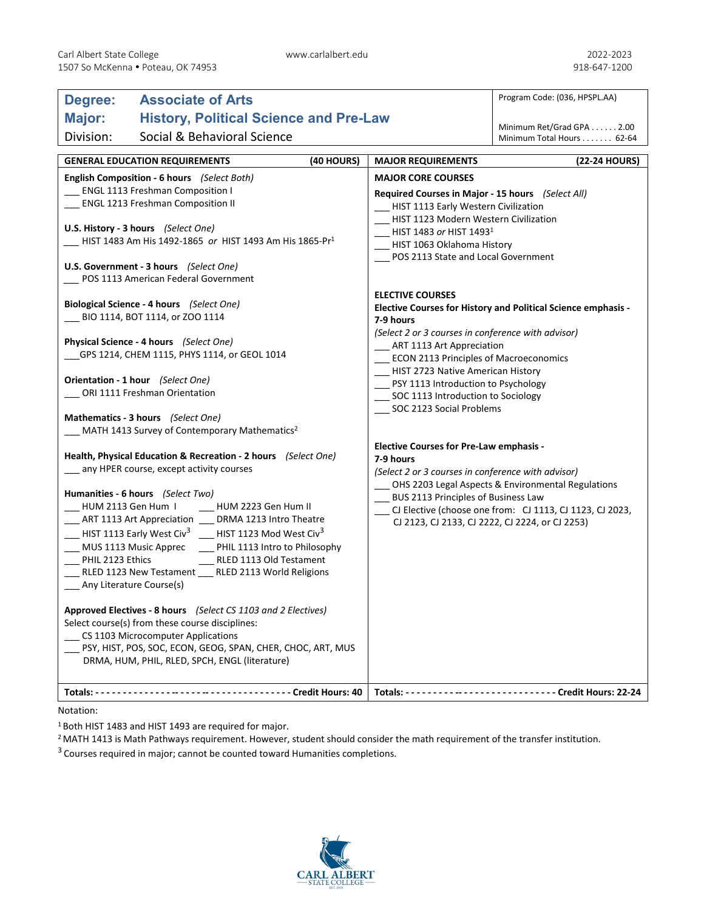Carl Albert State College
1507 So McKenna • Poteau, OK 74953

www.carlalbert.edu

2022-2023
918-647-1200

| | | |
|---|---|---|
| **Degree:** | **Associate of Arts** | Program Code: (036, HPSPL.AA) |
| **Major:** | **History, Political Science and Pre-Law** | Minimum Ret/Grad GPA . . . . . . 2.00 |
| Division: | Social & Behavioral Science | Minimum Total Hours . . . . . . . 62-64 |

## GENERAL EDUCATION REQUIREMENTS (40 HOURS)

**English Composition - 6 hours** *(Select Both)*
___ ENGL 1113 Freshman Composition I
___ ENGL 1213 Freshman Composition II

**U.S. History - 3 hours** *(Select One)*
___ HIST 1483 Am His 1492-1865 *or* HIST 1493 Am His 1865-Pr[1]

**U.S. Government - 3 hours** *(Select One)*
___ POS 1113 American Federal Government

**Biological Science - 4 hours** *(Select One)*
___ BIO 1114, BOT 1114, or ZOO 1114

**Physical Science - 4 hours** *(Select One)*
___GPS 1214, CHEM 1115, PHYS 1114, or GEOL 1014

**Orientation - 1 hour** *(Select One)*
___ ORI 1111 Freshman Orientation

**Mathematics - 3 hours** *(Select One)*
___ MATH 1413 Survey of Contemporary Mathematics[2]

**Health, Physical Education & Recreation - 2 hours** *(Select One)*
___ any HPER course, except activity courses

**Humanities - 6 hours** *(Select Two)*
___ HUM 2113 Gen Hum I ___ HUM 2223 Gen Hum II
___ ART 1113 Art Appreciation ___ DRMA 1213 Intro Theatre
___ HIST 1113 Early West Civ[3] ___ HIST 1123 Mod West Civ[3]
___ MUS 1113 Music Apprec ___ PHIL 1113 Intro to Philosophy
___ PHIL 2123 Ethics ___ RLED 1113 Old Testament
___ RLED 1123 New Testament ___ RLED 2113 World Religions
___ Any Literature Course(s)

**Approved Electives - 8 hours** *(Select CS 1103 and 2 Electives)*
Select course(s) from these course disciplines:
___ CS 1103 Microcomputer Applications
___ PSY, HIST, POS, SOC, ECON, GEOG, SPAN, CHER, CHOC, ART, MUS DRMA, HUM, PHIL, RLED, SPCH, ENGL (literature)

**Totals: - - - - - - - - - - - - - - - - - - - - - - - - - - - - - - - - - - - - Credit Hours: 40**

## MAJOR REQUIREMENTS (22-24 HOURS)

**MAJOR CORE COURSES**

**Required Courses in Major - 15 hours** *(Select All)*
___ HIST 1113 Early Western Civilization
___ HIST 1123 Modern Western Civilization
___ HIST 1483 *or* HIST 1493[1]
___ HIST 1063 Oklahoma History
___ POS 2113 State and Local Government

**ELECTIVE COURSES**

**Elective Courses for History and Political Science emphasis - 7-9 hours**
*(Select 2 or 3 courses in conference with advisor)*
___ ART 1113 Art Appreciation
___ ECON 2113 Principles of Macroeconomics
___ HIST 2723 Native American History
___ PSY 1113 Introduction to Psychology
___ SOC 1113 Introduction to Sociology
___ SOC 2123 Social Problems

**Elective Courses for Pre-Law emphasis - 7-9 hours**
*(Select 2 or 3 courses in conference with advisor)*
___ OHS 2203 Legal Aspects & Environmental Regulations
___ BUS 2113 Principles of Business Law
___ CJ Elective (choose one from: CJ 1113, CJ 1123, CJ 2023, CJ 2123, CJ 2133, CJ 2222, CJ 2224, or CJ 2253)

**Totals: - - - - - - - - - - - - - - - - - - - - - - - - - - - - - - Credit Hours: 22-24**

Notation:

[1] Both HIST 1483 and HIST 1493 are required for major.

[2] MATH 1413 is Math Pathways requirement. However, student should consider the math requirement of the transfer institution.

[3] Courses required in major; cannot be counted toward Humanities completions.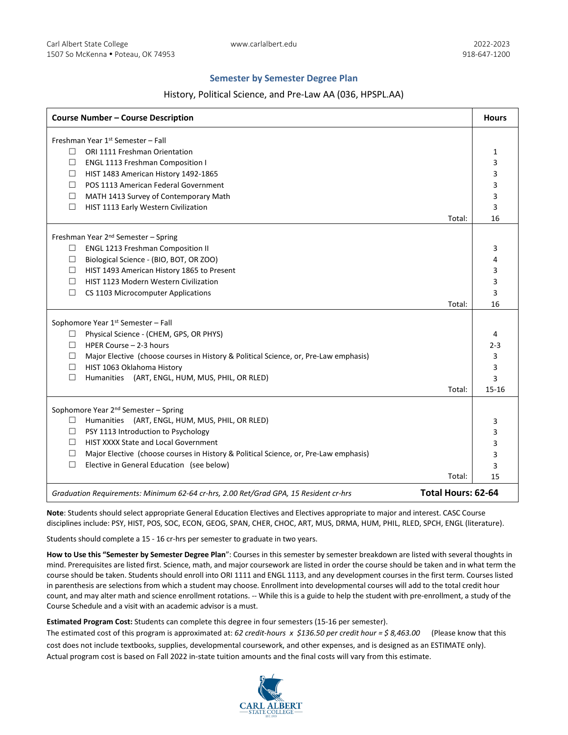Carl Albert State College
1507 So McKenna • Poteau, OK 74953

www.carlalbert.edu

2022-2023
918-647-1200

## Semester by Semester Degree Plan

History, Political Science, and Pre-Law AA (036, HPSPL.AA)

| Course Number – Course Description | Hours |
|---|---|
| **Freshman Year 1st Semester – Fall** | |
| ☐ ORI 1111 Freshman Orientation | 1 |
| ☐ ENGL 1113 Freshman Composition I | 3 |
| ☐ HIST 1483 American History 1492-1865 | 3 |
| ☐ POS 1113 American Federal Government | 3 |
| ☐ MATH 1413 Survey of Contemporary Math | 3 |
| ☐ HIST 1113 Early Western Civilization | 3 |
| Total: | 16 |
| **Freshman Year 2nd Semester – Spring** | |
| ☐ ENGL 1213 Freshman Composition II | 3 |
| ☐ Biological Science - (BIO, BOT, OR ZOO) | 4 |
| ☐ HIST 1493 American History 1865 to Present | 3 |
| ☐ HIST 1123 Modern Western Civilization | 3 |
| ☐ CS 1103 Microcomputer Applications | 3 |
| Total: | 16 |
| **Sophomore Year 1st Semester – Fall** | |
| ☐ Physical Science - (CHEM, GPS, OR PHYS) | 4 |
| ☐ HPER Course – 2-3 hours | 2-3 |
| ☐ Major Elective (choose courses in History & Political Science, or, Pre-Law emphasis) | 3 |
| ☐ HIST 1063 Oklahoma History | 3 |
| ☐ Humanities (ART, ENGL, HUM, MUS, PHIL, OR RLED) | 3 |
| Total: | 15-16 |
| **Sophomore Year 2nd Semester – Spring** | |
| ☐ Humanities (ART, ENGL, HUM, MUS, PHIL, OR RLED) | 3 |
| ☐ PSY 1113 Introduction to Psychology | 3 |
| ☐ HIST XXXX State and Local Government | 3 |
| ☐ Major Elective (choose courses in History & Political Science, or, Pre-Law emphasis) | 3 |
| ☐ Elective in General Education (see below) | 3 |
| Total: | 15 |
| *Graduation Requirements: Minimum 62-64 cr-hrs, 2.00 Ret/Grad GPA, 15 Resident cr-hrs* | **Total Hours: 62-64** |

**Note**: Students should select appropriate General Education Electives and Electives appropriate to major and interest. CASC Course disciplines include: PSY, HIST, POS, SOC, ECON, GEOG, SPAN, CHER, CHOC, ART, MUS, DRMA, HUM, PHIL, RLED, SPCH, ENGL (literature).

Students should complete a 15 - 16 cr-hrs per semester to graduate in two years.

**How to Use this "Semester by Semester Degree Plan"**: Courses in this semester by semester breakdown are listed with several thoughts in mind. Prerequisites are listed first. Science, math, and major coursework are listed in order the course should be taken and in what term the course should be taken. Students should enroll into ORI 1111 and ENGL 1113, and any development courses in the first term. Courses listed in parenthesis are selections from which a student may choose. Enrollment into developmental courses will add to the total credit hour count, and may alter math and science enrollment rotations. -- While this is a guide to help the student with pre-enrollment, a study of the Course Schedule and a visit with an academic advisor is a must.

**Estimated Program Cost:** Students can complete this degree in four semesters (15-16 per semester).
The estimated cost of this program is approximated at: *62 credit-hours x $136.50 per credit hour = $ 8,463.00* (Please know that this cost does not include textbooks, supplies, developmental coursework, and other expenses, and is designed as an ESTIMATE only). Actual program cost is based on Fall 2022 in-state tuition amounts and the final costs will vary from this estimate.

CARL ALBERT STATE COLLEGE EST. 1933